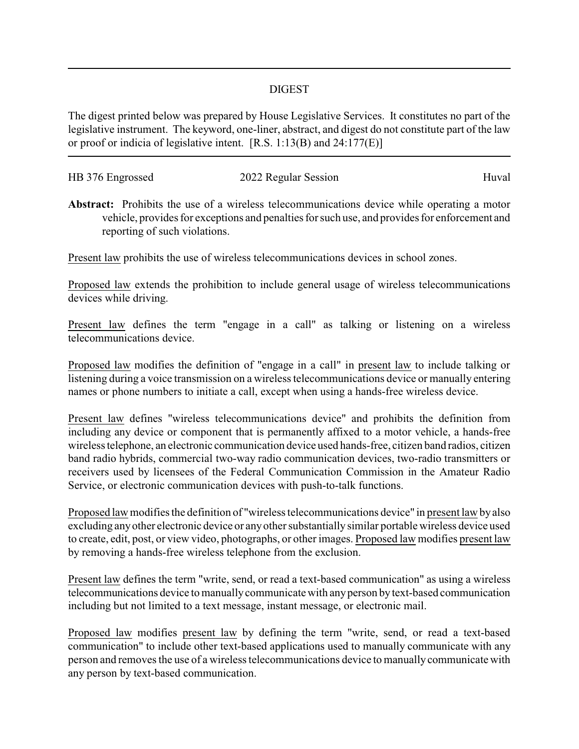## DIGEST

The digest printed below was prepared by House Legislative Services. It constitutes no part of the legislative instrument. The keyword, one-liner, abstract, and digest do not constitute part of the law or proof or indicia of legislative intent. [R.S. 1:13(B) and 24:177(E)]

HB 376 Engrossed | 2022 Regular Session | Huval

**Abstract:** Prohibits the use of a wireless telecommunications device while operating a motor vehicle, provides for exceptions and penalties for such use, and provides for enforcement and reporting of such violations.

Present law prohibits the use of wireless telecommunications devices in school zones.

Proposed law extends the prohibition to include general usage of wireless telecommunications devices while driving.

Present law defines the term "engage in a call" as talking or listening on a wireless telecommunications device.

Proposed law modifies the definition of "engage in a call" in present law to include talking or listening during a voice transmission on a wireless telecommunications device or manually entering names or phone numbers to initiate a call, except when using a hands-free wireless device.

Present law defines "wireless telecommunications device" and prohibits the definition from including any device or component that is permanently affixed to a motor vehicle, a hands-free wireless telephone, an electronic communication device used hands-free, citizen band radios, citizen band radio hybrids, commercial two-way radio communication devices, two-radio transmitters or receivers used by licensees of the Federal Communication Commission in the Amateur Radio Service, or electronic communication devices with push-to-talk functions.

Proposed law modifies the definition of "wireless telecommunications device" in present law by also excluding any other electronic device or any other substantially similar portable wireless device used to create, edit, post, or view video, photographs, or other images. Proposed law modifies present law by removing a hands-free wireless telephone from the exclusion.

Present law defines the term "write, send, or read a text-based communication" as using a wireless telecommunications device to manually communicate with any person by text-based communication including but not limited to a text message, instant message, or electronic mail.

Proposed law modifies present law by defining the term "write, send, or read a text-based communication" to include other text-based applications used to manually communicate with any person and removes the use of a wireless telecommunications device to manually communicate with any person by text-based communication.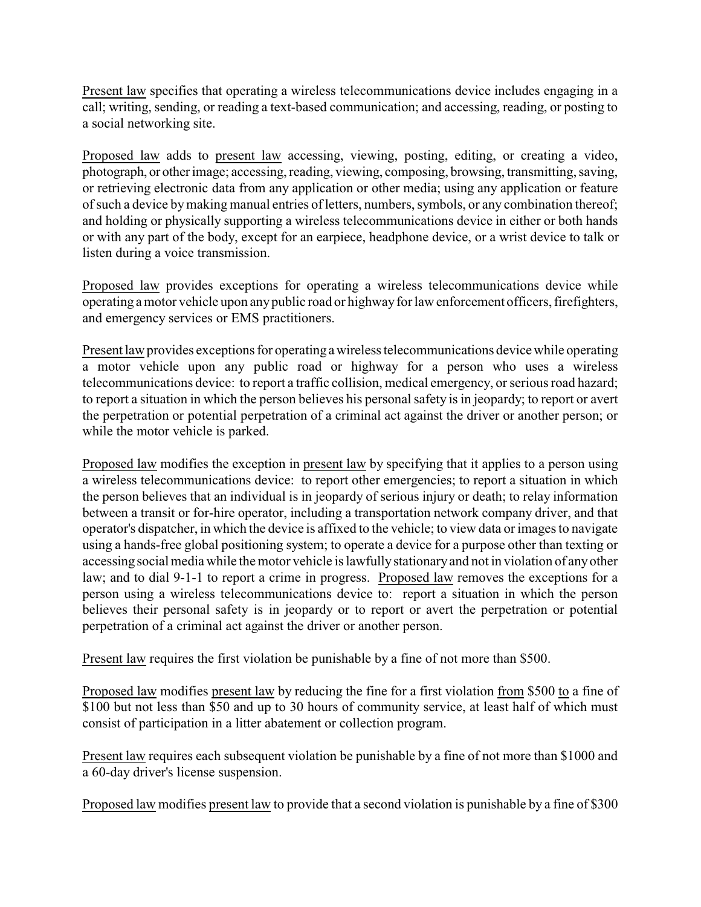Present law specifies that operating a wireless telecommunications device includes engaging in a call; writing, sending, or reading a text-based communication; and accessing, reading, or posting to a social networking site.

Proposed law adds to present law accessing, viewing, posting, editing, or creating a video, photograph, or other image; accessing, reading, viewing, composing, browsing, transmitting, saving, or retrieving electronic data from any application or other media; using any application or feature of such a device by making manual entries of letters, numbers, symbols, or any combination thereof; and holding or physically supporting a wireless telecommunications device in either or both hands or with any part of the body, except for an earpiece, headphone device, or a wrist device to talk or listen during a voice transmission.

Proposed law provides exceptions for operating a wireless telecommunications device while operating a motor vehicle upon any public road or highway for law enforcement officers, firefighters, and emergency services or EMS practitioners.

Present law provides exceptions for operating a wireless telecommunications device while operating a motor vehicle upon any public road or highway for a person who uses a wireless telecommunications device: to report a traffic collision, medical emergency, or serious road hazard; to report a situation in which the person believes his personal safety is in jeopardy; to report or avert the perpetration or potential perpetration of a criminal act against the driver or another person; or while the motor vehicle is parked.

Proposed law modifies the exception in present law by specifying that it applies to a person using a wireless telecommunications device: to report other emergencies; to report a situation in which the person believes that an individual is in jeopardy of serious injury or death; to relay information between a transit or for-hire operator, including a transportation network company driver, and that operator's dispatcher, in which the device is affixed to the vehicle; to view data or images to navigate using a hands-free global positioning system; to operate a device for a purpose other than texting or accessing social media while the motor vehicle is lawfully stationary and not in violation of any other law; and to dial 9-1-1 to report a crime in progress. Proposed law removes the exceptions for a person using a wireless telecommunications device to: report a situation in which the person believes their personal safety is in jeopardy or to report or avert the perpetration or potential perpetration of a criminal act against the driver or another person.

Present law requires the first violation be punishable by a fine of not more than $500.

Proposed law modifies present law by reducing the fine for a first violation from $500 to a fine of $100 but not less than $50 and up to 30 hours of community service, at least half of which must consist of participation in a litter abatement or collection program.

Present law requires each subsequent violation be punishable by a fine of not more than $1000 and a 60-day driver's license suspension.

Proposed law modifies present law to provide that a second violation is punishable by a fine of $300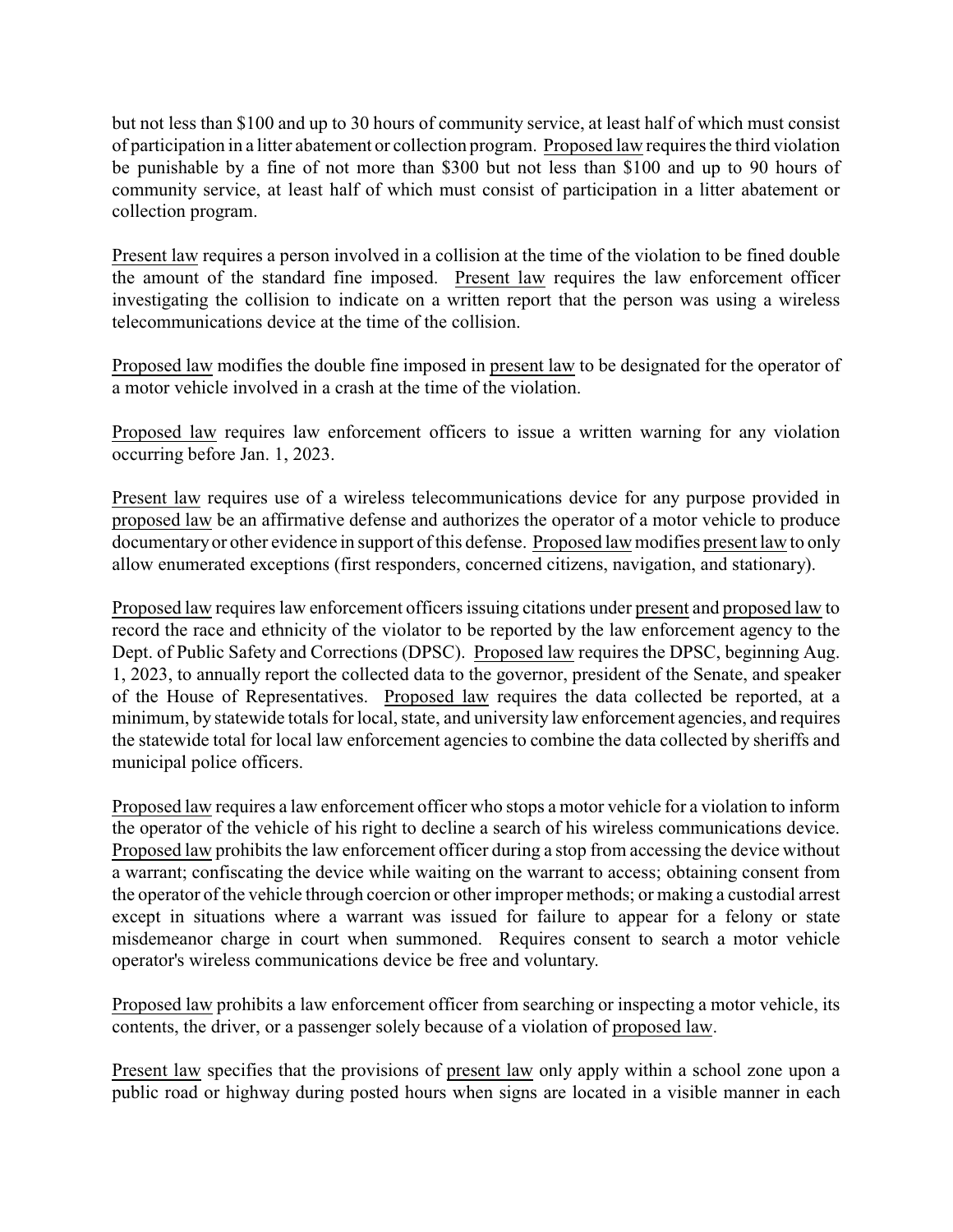but not less than $100 and up to 30 hours of community service, at least half of which must consist of participation in a litter abatement or collection program. Proposed law requires the third violation be punishable by a fine of not more than $300 but not less than $100 and up to 90 hours of community service, at least half of which must consist of participation in a litter abatement or collection program.

Present law requires a person involved in a collision at the time of the violation to be fined double the amount of the standard fine imposed. Present law requires the law enforcement officer investigating the collision to indicate on a written report that the person was using a wireless telecommunications device at the time of the collision.

Proposed law modifies the double fine imposed in present law to be designated for the operator of a motor vehicle involved in a crash at the time of the violation.

Proposed law requires law enforcement officers to issue a written warning for any violation occurring before Jan. 1, 2023.

Present law requires use of a wireless telecommunications device for any purpose provided in proposed law be an affirmative defense and authorizes the operator of a motor vehicle to produce documentary or other evidence in support of this defense. Proposed law modifies present law to only allow enumerated exceptions (first responders, concerned citizens, navigation, and stationary).

Proposed law requires law enforcement officers issuing citations under present and proposed law to record the race and ethnicity of the violator to be reported by the law enforcement agency to the Dept. of Public Safety and Corrections (DPSC). Proposed law requires the DPSC, beginning Aug. 1, 2023, to annually report the collected data to the governor, president of the Senate, and speaker of the House of Representatives. Proposed law requires the data collected be reported, at a minimum, by statewide totals for local, state, and university law enforcement agencies, and requires the statewide total for local law enforcement agencies to combine the data collected by sheriffs and municipal police officers.

Proposed law requires a law enforcement officer who stops a motor vehicle for a violation to inform the operator of the vehicle of his right to decline a search of his wireless communications device. Proposed law prohibits the law enforcement officer during a stop from accessing the device without a warrant; confiscating the device while waiting on the warrant to access; obtaining consent from the operator of the vehicle through coercion or other improper methods; or making a custodial arrest except in situations where a warrant was issued for failure to appear for a felony or state misdemeanor charge in court when summoned. Requires consent to search a motor vehicle operator's wireless communications device be free and voluntary.

Proposed law prohibits a law enforcement officer from searching or inspecting a motor vehicle, its contents, the driver, or a passenger solely because of a violation of proposed law.

Present law specifies that the provisions of present law only apply within a school zone upon a public road or highway during posted hours when signs are located in a visible manner in each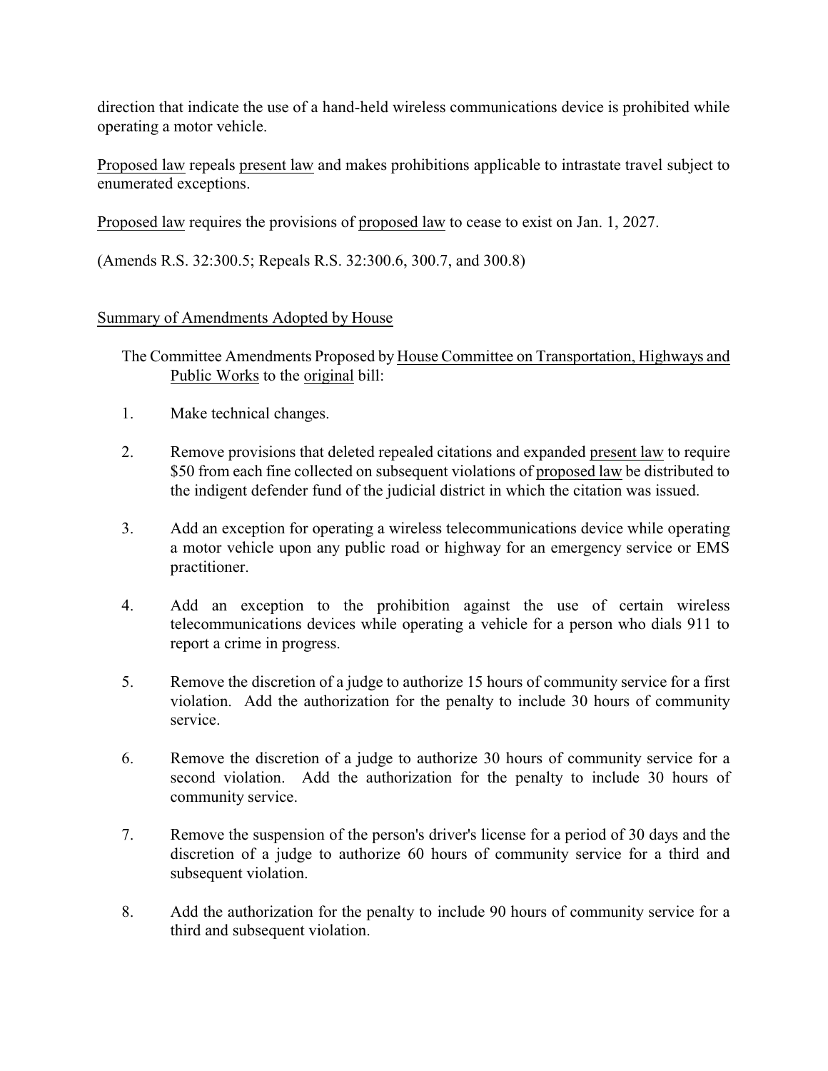direction that indicate the use of a hand-held wireless communications device is prohibited while operating a motor vehicle.

Proposed law repeals present law and makes prohibitions applicable to intrastate travel subject to enumerated exceptions.

Proposed law requires the provisions of proposed law to cease to exist on Jan. 1, 2027.

(Amends R.S. 32:300.5; Repeals R.S. 32:300.6, 300.7, and 300.8)

Summary of Amendments Adopted by House

The Committee Amendments Proposed by House Committee on Transportation, Highways and Public Works to the original bill:

1. Make technical changes.

2. Remove provisions that deleted repealed citations and expanded present law to require $50 from each fine collected on subsequent violations of proposed law be distributed to the indigent defender fund of the judicial district in which the citation was issued.

3. Add an exception for operating a wireless telecommunications device while operating a motor vehicle upon any public road or highway for an emergency service or EMS practitioner.

4. Add an exception to the prohibition against the use of certain wireless telecommunications devices while operating a vehicle for a person who dials 911 to report a crime in progress.

5. Remove the discretion of a judge to authorize 15 hours of community service for a first violation. Add the authorization for the penalty to include 30 hours of community service.

6. Remove the discretion of a judge to authorize 30 hours of community service for a second violation. Add the authorization for the penalty to include 30 hours of community service.

7. Remove the suspension of the person's driver's license for a period of 30 days and the discretion of a judge to authorize 60 hours of community service for a third and subsequent violation.

8. Add the authorization for the penalty to include 90 hours of community service for a third and subsequent violation.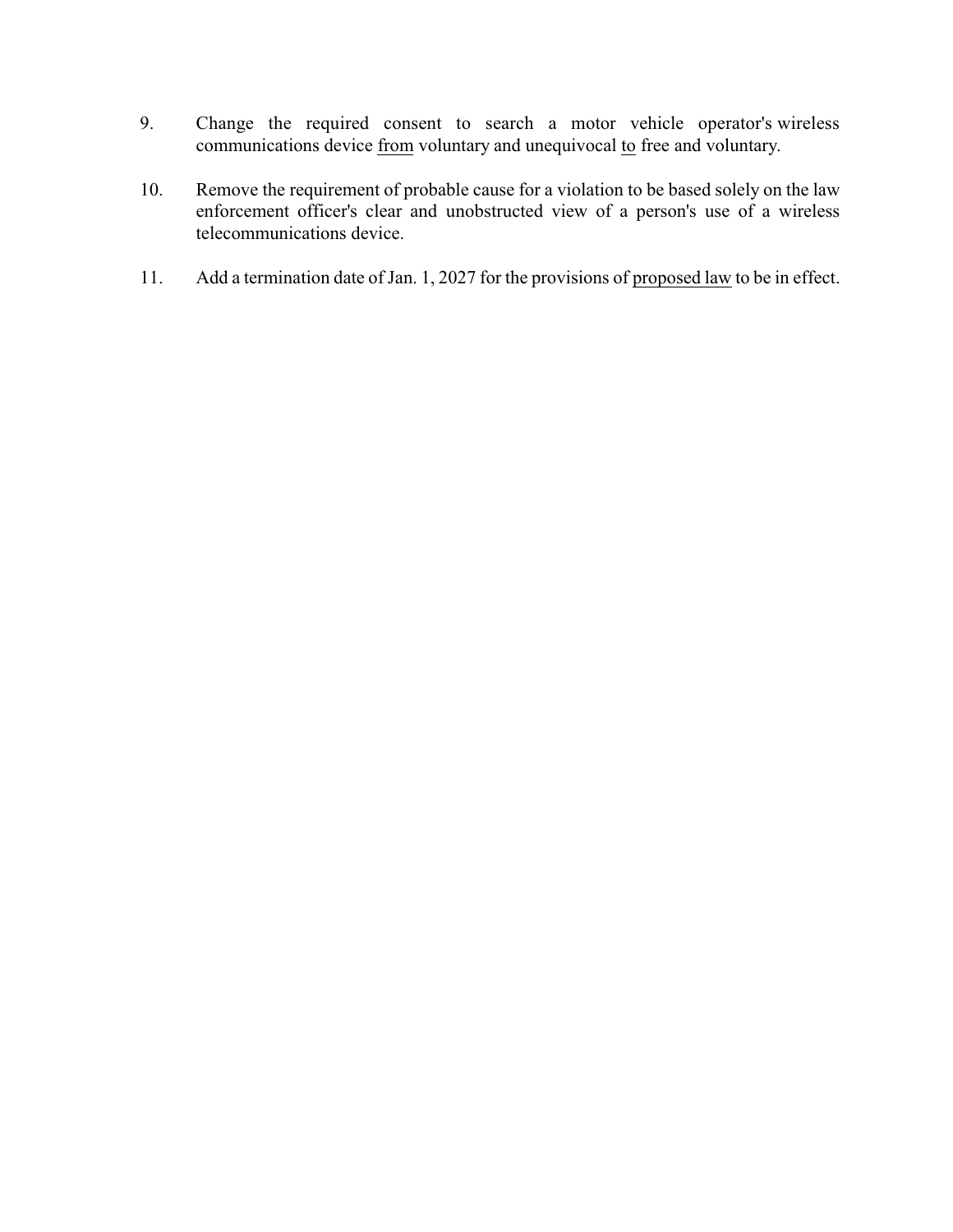9. Change the required consent to search a motor vehicle operator's wireless communications device <u>from</u> voluntary and unequivocal <u>to</u> free and voluntary.

10. Remove the requirement of probable cause for a violation to be based solely on the law enforcement officer's clear and unobstructed view of a person's use of a wireless telecommunications device.

11. Add a termination date of Jan. 1, 2027 for the provisions of <u>proposed law</u> to be in effect.